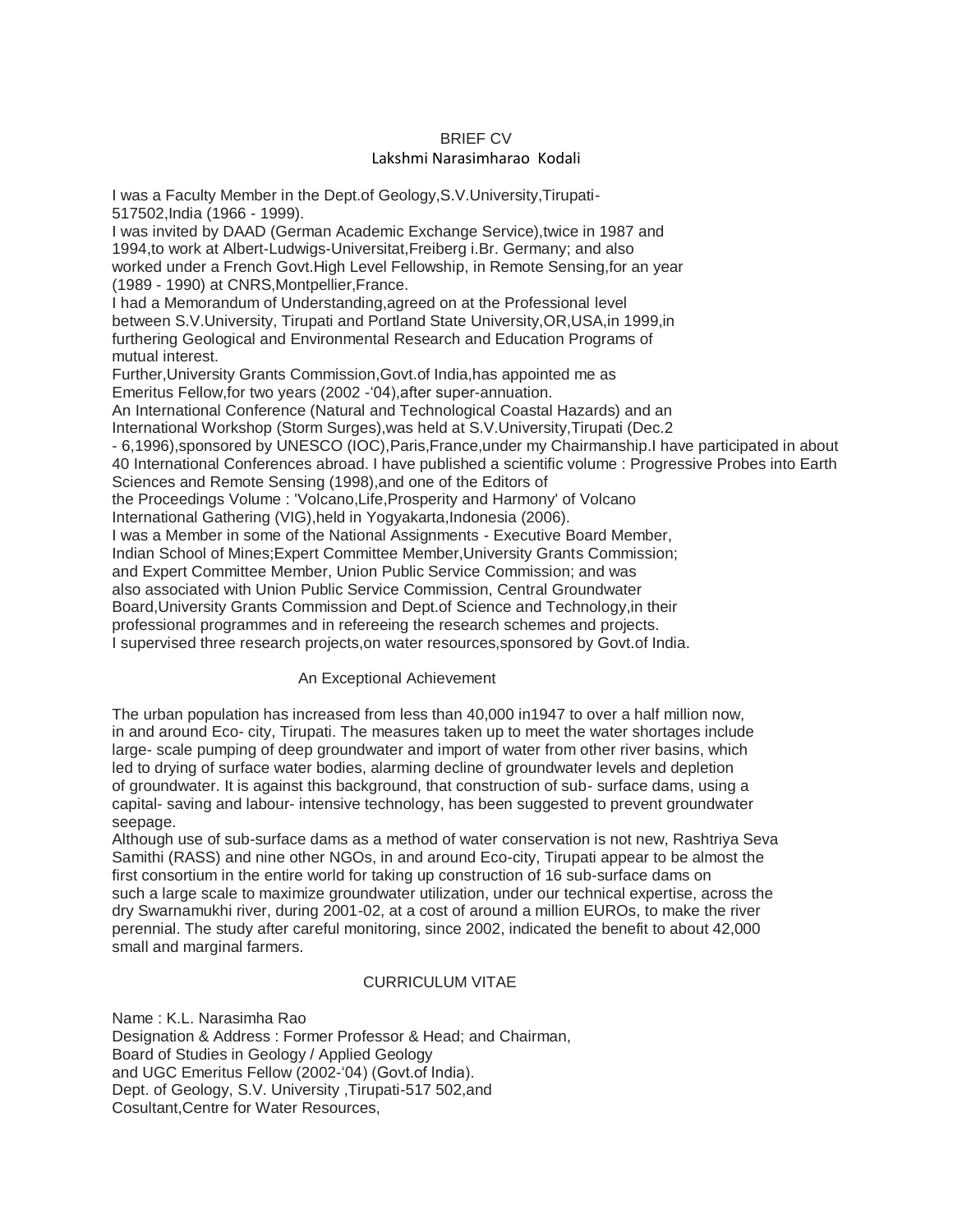# BRIEF CV

## Lakshmi Narasimharao Kodali

I was a Faculty Member in the Dept.of Geology,S.V.University,Tirupati-517502,India (1966 - 1999).
I was invited by DAAD (German Academic Exchange Service),twice in 1987 and 1994,to work at Albert-Ludwigs-Universitat,Freiberg i.Br. Germany; and also worked under a French Govt.High Level Fellowship, in Remote Sensing,for an year (1989 - 1990) at CNRS,Montpellier,France.
I had a Memorandum of Understanding,agreed on at the Professional level between S.V.University, Tirupati and Portland State University,OR,USA,in 1999,in furthering Geological and Environmental Research and Education Programs of mutual interest.
Further,University Grants Commission,Govt.of India,has appointed me as Emeritus Fellow,for two years (2002 -'04),after super-annuation.
An International Conference (Natural and Technological Coastal Hazards) and an International Workshop (Storm Surges),was held at S.V.University,Tirupati (Dec.2 - 6,1996),sponsored by UNESCO (IOC),Paris,France,under my Chairmanship.I have participated in about 40 International Conferences abroad. I have published a scientific volume : Progressive Probes into Earth Sciences and Remote Sensing (1998),and one of the Editors of the Proceedings Volume : 'Volcano,Life,Prosperity and Harmony' of Volcano International Gathering (VIG),held in Yogyakarta,Indonesia (2006).
I was a Member in some of the National Assignments - Executive Board Member, Indian School of Mines;Expert Committee Member,University Grants Commission; and Expert Committee Member, Union Public Service Commission; and was also associated with Union Public Service Commission, Central Groundwater Board,University Grants Commission and Dept.of Science and Technology,in their professional programmes and in refereeing the research schemes and projects.
I supervised three research projects,on water resources,sponsored by Govt.of India.

## An Exceptional Achievement

The urban population has increased from less than 40,000 in1947 to over a half million now, in and around Eco- city, Tirupati. The measures taken up to meet the water shortages include large- scale pumping of deep groundwater and import of water from other river basins, which led to drying of surface water bodies, alarming decline of groundwater levels and depletion of groundwater. It is against this background, that construction of sub- surface dams, using a capital- saving and labour- intensive technology, has been suggested to prevent groundwater seepage.
Although use of sub-surface dams as a method of water conservation is not new, Rashtriya Seva Samithi (RASS) and nine other NGOs, in and around Eco-city, Tirupati appear to be almost the first consortium in the entire world for taking up construction of 16 sub-surface dams on such a large scale to maximize groundwater utilization, under our technical expertise, across the dry Swarnamukhi river, during 2001-02, at a cost of around a million EUROs, to make the river perennial. The study after careful monitoring, since 2002, indicated the benefit to about 42,000 small and marginal farmers.

## CURRICULUM VITAE

Name : K.L. Narasimha Rao
Designation & Address : Former Professor & Head; and Chairman,
Board of Studies in Geology / Applied Geology
and UGC Emeritus Fellow (2002-'04) (Govt.of India).
Dept. of Geology, S.V. University ,Tirupati-517 502,and
Cosultant,Centre for Water Resources,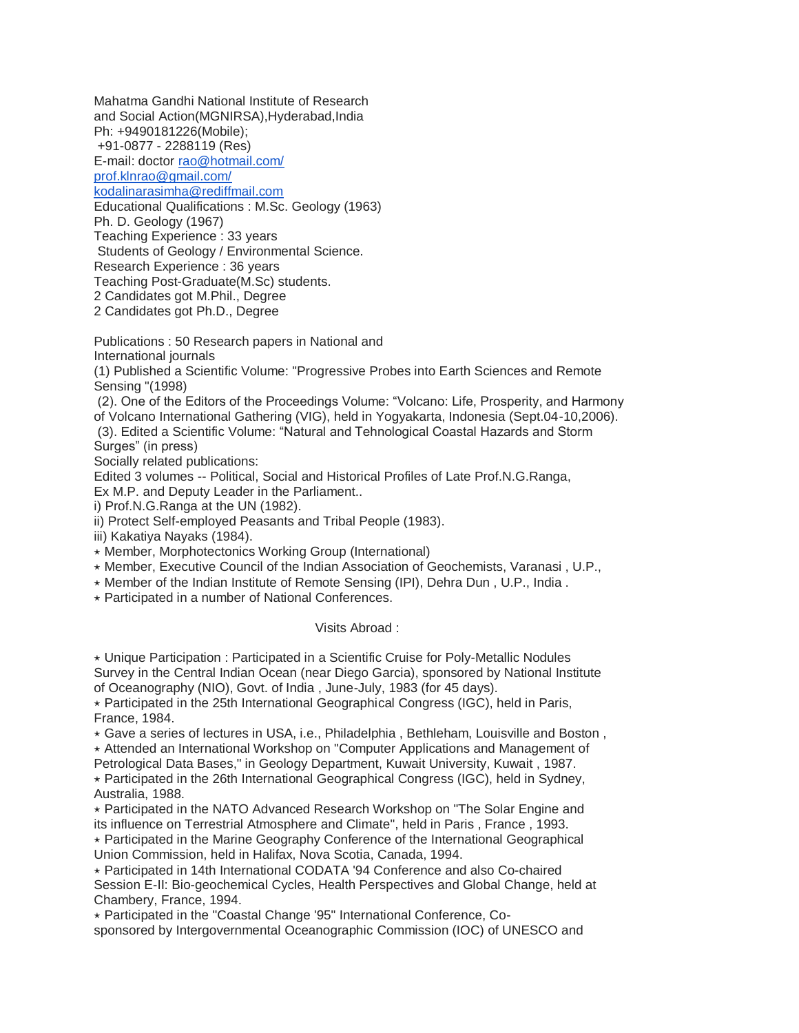Mahatma Gandhi National Institute of Research and Social Action(MGNIRSA),Hyderabad,India
Ph: +9490181226(Mobile);
+91-0877 - 2288119 (Res)
E-mail: doctor rao@hotmail.com/
prof.klnrao@gmail.com/
kodalinarasimha@rediffmail.com
Educational Qualifications : M.Sc. Geology (1963)
Ph. D. Geology (1967)
Teaching Experience : 33 years
Students of Geology / Environmental Science.
Research Experience : 36 years
Teaching Post-Graduate(M.Sc) students.
2 Candidates got M.Phil., Degree
2 Candidates got Ph.D., Degree

Publications : 50 Research papers in National and International journals
(1) Published a Scientific Volume: "Progressive Probes into Earth Sciences and Remote Sensing "(1998)
(2). One of the Editors of the Proceedings Volume: "Volcano: Life, Prosperity, and Harmony of Volcano International Gathering (VIG), held in Yogyakarta, Indonesia (Sept.04-10,2006).
(3). Edited a Scientific Volume: "Natural and Tehnological Coastal Hazards and Storm Surges" (in press)
Socially related publications:
Edited 3 volumes -- Political, Social and Historical Profiles of Late Prof.N.G.Ranga, Ex M.P. and Deputy Leader in the Parliament..
i) Prof.N.G.Ranga at the UN (1982).
ii) Protect Self-employed Peasants and Tribal People (1983).
iii) Kakatiya Nayaks (1984).

- Member, Morphotectonics Working Group (International)
- Member, Executive Council of the Indian Association of Geochemists, Varanasi , U.P.,
- Member of the Indian Institute of Remote Sensing (IPI), Dehra Dun , U.P., India .
- Participated in a number of National Conferences.

Visits Abroad :

- Unique Participation : Participated in a Scientific Cruise for Poly-Metallic Nodules Survey in the Central Indian Ocean (near Diego Garcia), sponsored by National Institute of Oceanography (NIO), Govt. of India , June-July, 1983 (for 45 days).
- Participated in the 25th International Geographical Congress (IGC), held in Paris, France, 1984.
- Gave a series of lectures in USA, i.e., Philadelphia , Bethleham, Louisville and Boston ,
- Attended an International Workshop on "Computer Applications and Management of Petrological Data Bases," in Geology Department, Kuwait University, Kuwait , 1987.
- Participated in the 26th International Geographical Congress (IGC), held in Sydney, Australia, 1988.
- Participated in the NATO Advanced Research Workshop on "The Solar Engine and its influence on Terrestrial Atmosphere and Climate", held in Paris , France , 1993.
- Participated in the Marine Geography Conference of the International Geographical Union Commission, held in Halifax, Nova Scotia, Canada, 1994.
- Participated in 14th International CODATA '94 Conference and also Co-chaired Session E-II: Bio-geochemical Cycles, Health Perspectives and Global Change, held at Chambery, France, 1994.
- Participated in the "Coastal Change '95" International Conference, Co-sponsored by Intergovernmental Oceanographic Commission (IOC) of UNESCO and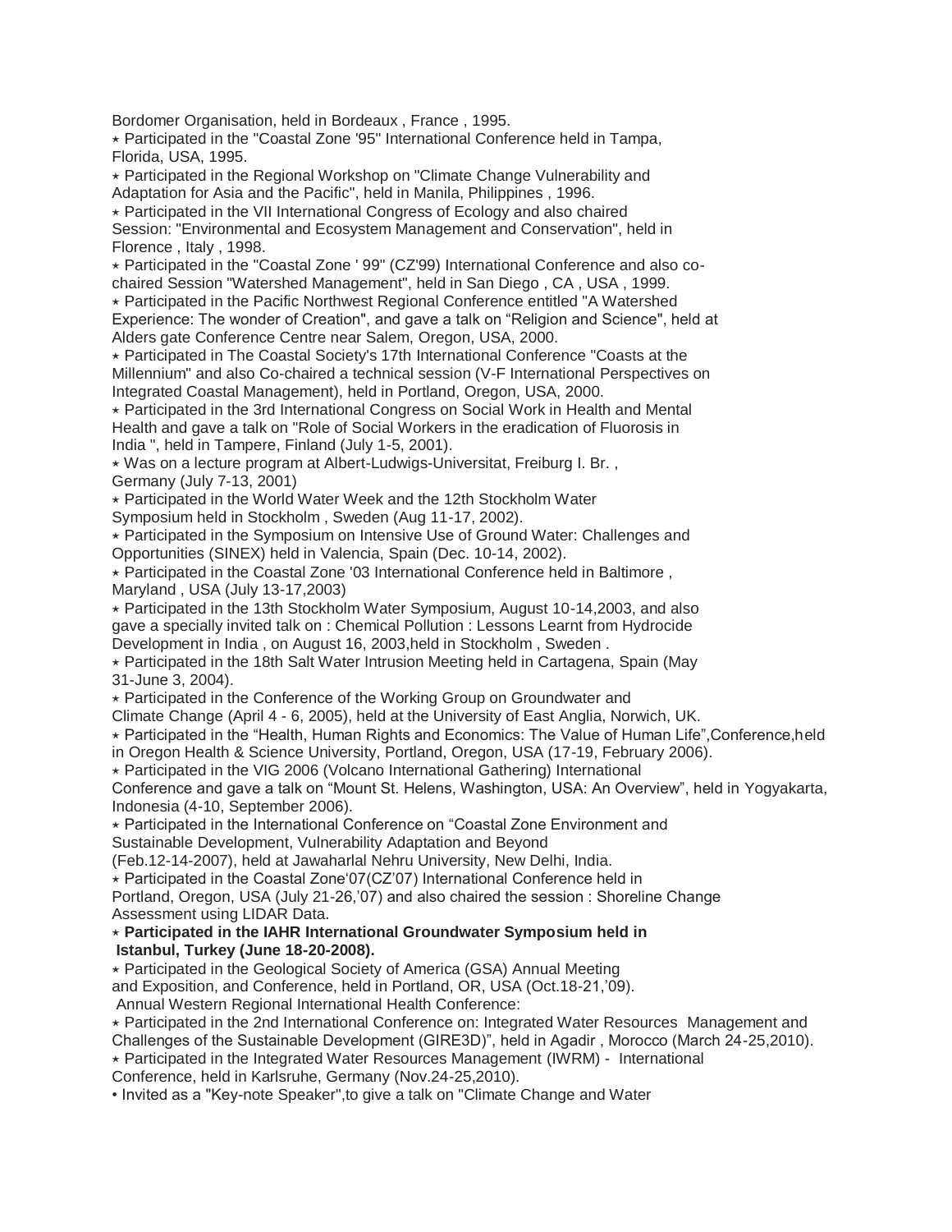Bordomer Organisation, held in Bordeaux , France , 1995.

⋆ Participated in the "Coastal Zone '95" International Conference held in Tampa, Florida, USA, 1995.

⋆ Participated in the Regional Workshop on "Climate Change Vulnerability and Adaptation for Asia and the Pacific", held in Manila, Philippines , 1996.

⋆ Participated in the VII International Congress of Ecology and also chaired Session: "Environmental and Ecosystem Management and Conservation", held in Florence , Italy , 1998.

⋆ Participated in the "Coastal Zone ' 99" (CZ'99) International Conference and also co-chaired Session "Watershed Management", held in San Diego , CA , USA , 1999.

⋆ Participated in the Pacific Northwest Regional Conference entitled "A Watershed Experience: The wonder of Creation", and gave a talk on "Religion and Science", held at Alders gate Conference Centre near Salem, Oregon, USA, 2000.

⋆ Participated in The Coastal Society's 17th International Conference "Coasts at the Millennium" and also Co-chaired a technical session (V-F International Perspectives on Integrated Coastal Management), held in Portland, Oregon, USA, 2000.

⋆ Participated in the 3rd International Congress on Social Work in Health and Mental Health and gave a talk on "Role of Social Workers in the eradication of Fluorosis in India ", held in Tampere, Finland (July 1-5, 2001).

⋆ Was on a lecture program at Albert-Ludwigs-Universitat, Freiburg I. Br. , Germany (July 7-13, 2001)

⋆ Participated in the World Water Week and the 12th Stockholm Water Symposium held in Stockholm , Sweden (Aug 11-17, 2002).

⋆ Participated in the Symposium on Intensive Use of Ground Water: Challenges and Opportunities (SINEX) held in Valencia, Spain (Dec. 10-14, 2002).

⋆ Participated in the Coastal Zone '03 International Conference held in Baltimore , Maryland , USA (July 13-17,2003)

⋆ Participated in the 13th Stockholm Water Symposium, August 10-14,2003, and also gave a specially invited talk on : Chemical Pollution : Lessons Learnt from Hydrocide Development in India , on August 16, 2003,held in Stockholm , Sweden .

⋆ Participated in the 18th Salt Water Intrusion Meeting held in Cartagena, Spain (May 31-June 3, 2004).

⋆ Participated in the Conference of the Working Group on Groundwater and Climate Change (April 4 - 6, 2005), held at the University of East Anglia, Norwich, UK.

⋆ Participated in the “Health, Human Rights and Economics: The Value of Human Life”,Conference,held in Oregon Health & Science University, Portland, Oregon, USA (17-19, February 2006).

⋆ Participated in the VIG 2006 (Volcano International Gathering) International Conference and gave a talk on “Mount St. Helens, Washington, USA: An Overview”, held in Yogyakarta, Indonesia (4-10, September 2006).

⋆ Participated in the International Conference on “Coastal Zone Environment and Sustainable Development, Vulnerability Adaptation and Beyond (Feb.12-14-2007), held at Jawaharlal Nehru University, New Delhi, India.

⋆ Participated in the Coastal Zone‘07(CZ’07) International Conference held in Portland, Oregon, USA (July 21-26,’07) and also chaired the session : Shoreline Change Assessment using LIDAR Data.

⋆ **Participated in the IAHR International Groundwater Symposium held in Istanbul, Turkey (June 18-20-2008).**

⋆ Participated in the Geological Society of America (GSA) Annual Meeting and Exposition, and Conference, held in Portland, OR, USA (Oct.18-21,’09).
Annual Western Regional International Health Conference:

⋆ Participated in the 2nd International Conference on: Integrated Water Resources Management and Challenges of the Sustainable Development (GIRE3D)”, held in Agadir , Morocco (March 24-25,2010).

⋆ Participated in the Integrated Water Resources Management (IWRM) - International Conference, held in Karlsruhe, Germany (Nov.24-25,2010).

• Invited as a "Key-note Speaker",to give a talk on "Climate Change and Water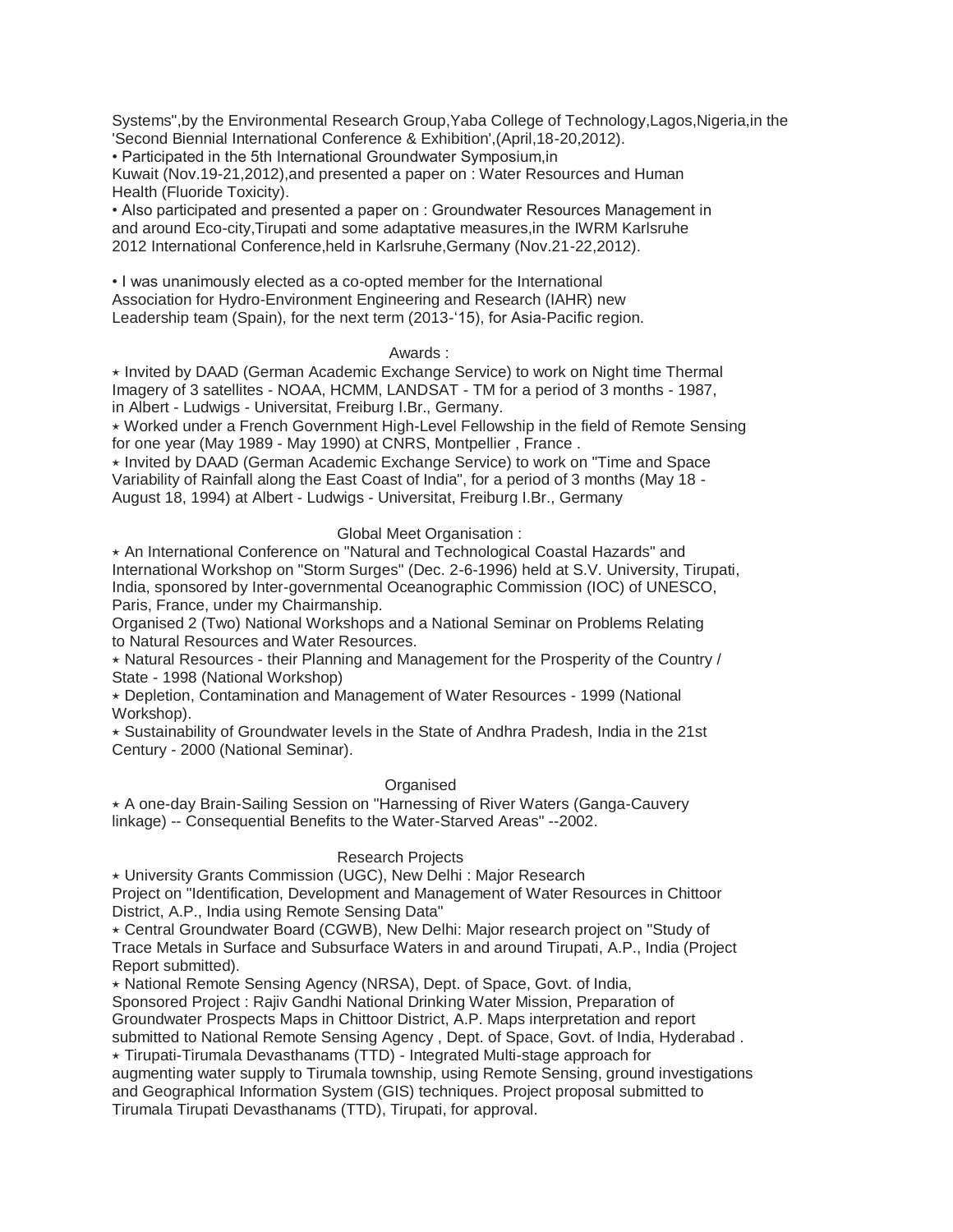Systems",by the Environmental Research Group,Yaba College of Technology,Lagos,Nigeria,in the 'Second Biennial International Conference & Exhibition',(April,18-20,2012).

- Participated in the 5th International Groundwater Symposium,in Kuwait (Nov.19-21,2012),and presented a paper on : Water Resources and Human Health (Fluoride Toxicity).
- Also participated and presented a paper on : Groundwater Resources Management in and around Eco-city,Tirupati and some adaptative measures,in the IWRM Karlsruhe 2012 International Conference,held in Karlsruhe,Germany (Nov.21-22,2012).

- I was unanimously elected as a co-opted member for the International Association for Hydro-Environment Engineering and Research (IAHR) new Leadership team (Spain), for the next term (2013-'15), for Asia-Pacific region.

## Awards :

- Invited by DAAD (German Academic Exchange Service) to work on Night time Thermal Imagery of 3 satellites - NOAA, HCMM, LANDSAT - TM for a period of 3 months - 1987, in Albert - Ludwigs - Universitat, Freiburg I.Br., Germany.
- Worked under a French Government High-Level Fellowship in the field of Remote Sensing for one year (May 1989 - May 1990) at CNRS, Montpellier , France .
- Invited by DAAD (German Academic Exchange Service) to work on "Time and Space Variability of Rainfall along the East Coast of India", for a period of 3 months (May 18 - August 18, 1994) at Albert - Ludwigs - Universitat, Freiburg I.Br., Germany

## Global Meet Organisation :

- An International Conference on "Natural and Technological Coastal Hazards" and International Workshop on "Storm Surges" (Dec. 2-6-1996) held at S.V. University, Tirupati, India, sponsored by Inter-governmental Oceanographic Commission (IOC) of UNESCO, Paris, France, under my Chairmanship.

Organised 2 (Two) National Workshops and a National Seminar on Problems Relating to Natural Resources and Water Resources.

- Natural Resources - their Planning and Management for the Prosperity of the Country / State - 1998 (National Workshop)
- Depletion, Contamination and Management of Water Resources - 1999 (National Workshop).
- Sustainability of Groundwater levels in the State of Andhra Pradesh, India in the 21st Century - 2000 (National Seminar).

## Organised

- A one-day Brain-Sailing Session on "Harnessing of River Waters (Ganga-Cauvery linkage) -- Consequential Benefits to the Water-Starved Areas" --2002.

## Research Projects

- University Grants Commission (UGC), New Delhi : Major Research Project on "Identification, Development and Management of Water Resources in Chittoor District, A.P., India using Remote Sensing Data"
- Central Groundwater Board (CGWB), New Delhi: Major research project on "Study of Trace Metals in Surface and Subsurface Waters in and around Tirupati, A.P., India (Project Report submitted).
- National Remote Sensing Agency (NRSA), Dept. of Space, Govt. of India, Sponsored Project : Rajiv Gandhi National Drinking Water Mission, Preparation of Groundwater Prospects Maps in Chittoor District, A.P. Maps interpretation and report submitted to National Remote Sensing Agency , Dept. of Space, Govt. of India, Hyderabad .
- Tirupati-Tirumala Devasthanams (TTD) - Integrated Multi-stage approach for augmenting water supply to Tirumala township, using Remote Sensing, ground investigations and Geographical Information System (GIS) techniques. Project proposal submitted to Tirumala Tirupati Devasthanams (TTD), Tirupati, for approval.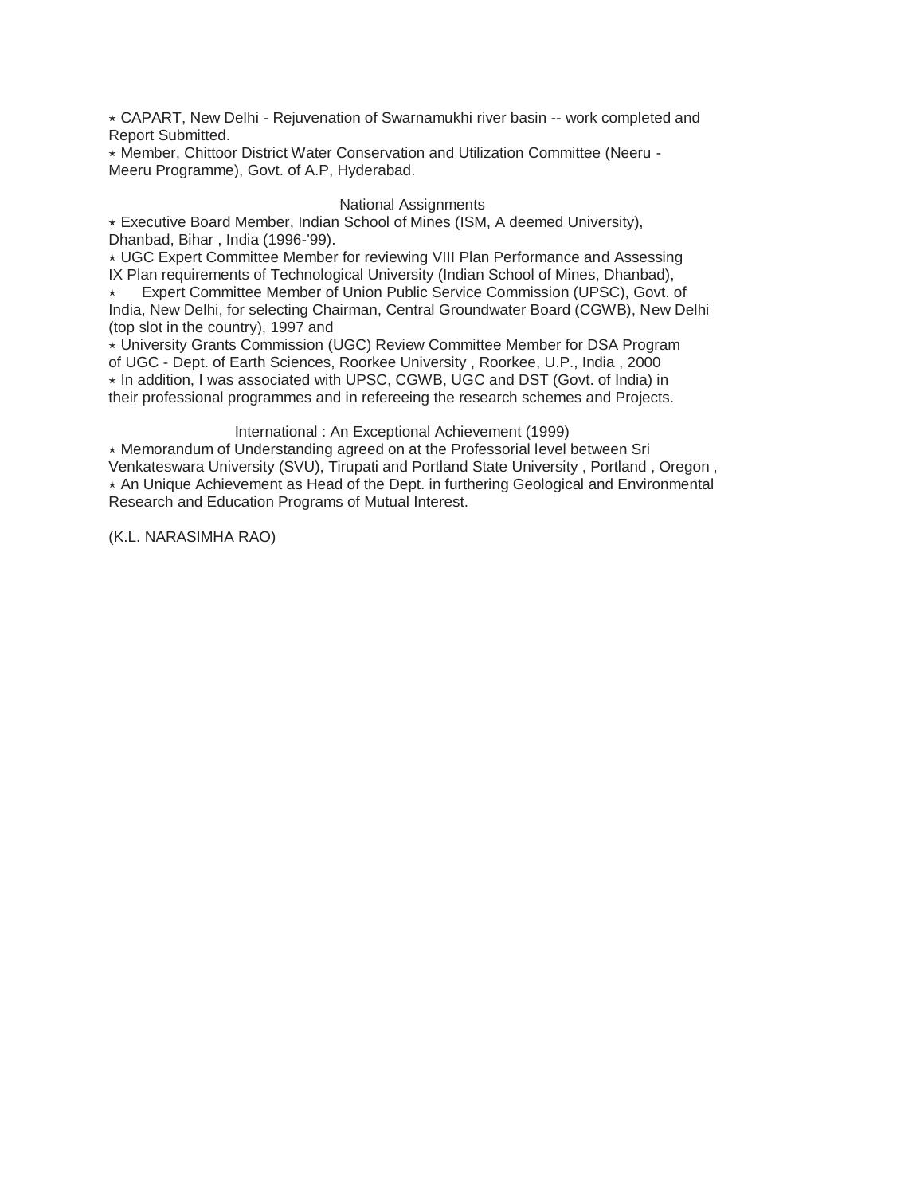⋆ CAPART, New Delhi - Rejuvenation of Swarnamukhi river basin -- work completed and Report Submitted.
⋆ Member, Chittoor District Water Conservation and Utilization Committee (Neeru - Meeru Programme), Govt. of A.P, Hyderabad.

## National Assignments

⋆ Executive Board Member, Indian School of Mines (ISM, A deemed University), Dhanbad, Bihar , India (1996-'99).
⋆ UGC Expert Committee Member for reviewing VIII Plan Performance and Assessing IX Plan requirements of Technological University (Indian School of Mines, Dhanbad),
⋆ Expert Committee Member of Union Public Service Commission (UPSC), Govt. of India, New Delhi, for selecting Chairman, Central Groundwater Board (CGWB), New Delhi (top slot in the country), 1997 and
⋆ University Grants Commission (UGC) Review Committee Member for DSA Program of UGC - Dept. of Earth Sciences, Roorkee University , Roorkee, U.P., India , 2000
⋆ In addition, I was associated with UPSC, CGWB, UGC and DST (Govt. of India) in their professional programmes and in refereeing the research schemes and Projects.

## International : An Exceptional Achievement (1999)

⋆ Memorandum of Understanding agreed on at the Professorial level between Sri Venkateswara University (SVU), Tirupati and Portland State University , Portland , Oregon ,
⋆ An Unique Achievement as Head of the Dept. in furthering Geological and Environmental Research and Education Programs of Mutual Interest.

(K.L. NARASIMHA RAO)